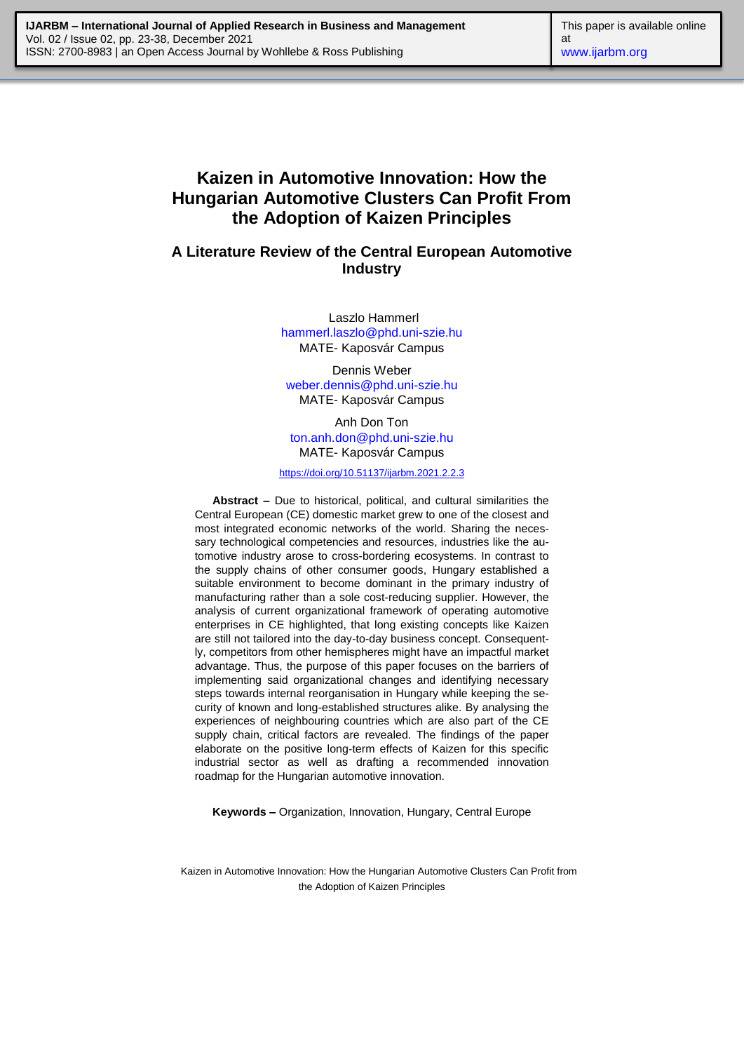# Kaizen in Automotive Innovation: How the Hungarian Automotive Clusters Can Profit From the Adoption of Kaizen Principles

## A Literature Review of the Central European Automotive Industry

Laszlo Hammerl
hammerl.laszlo@phd.uni-szie.hu
MATE- Kaposvár Campus

Dennis Weber
weber.dennis@phd.uni-szie.hu
MATE- Kaposvár Campus

Anh Don Ton
ton.anh.don@phd.uni-szie.hu
MATE- Kaposvár Campus

https://doi.org/10.51137/ijarbm.2021.2.2.3

**Abstract –** Due to historical, political, and cultural similarities the Central European (CE) domestic market grew to one of the closest and most integrated economic networks of the world. Sharing the necessary technological competencies and resources, industries like the automotive industry arose to cross-bordering ecosystems. In contrast to the supply chains of other consumer goods, Hungary established a suitable environment to become dominant in the primary industry of manufacturing rather than a sole cost-reducing supplier. However, the analysis of current organizational framework of operating automotive enterprises in CE highlighted, that long existing concepts like Kaizen are still not tailored into the day-to-day business concept. Consequently, competitors from other hemispheres might have an impactful market advantage. Thus, the purpose of this paper focuses on the barriers of implementing said organizational changes and identifying necessary steps towards internal reorganisation in Hungary while keeping the security of known and long-established structures alike. By analysing the experiences of neighbouring countries which are also part of the CE supply chain, critical factors are revealed. The findings of the paper elaborate on the positive long-term effects of Kaizen for this specific industrial sector as well as drafting a recommended innovation roadmap for the Hungarian automotive innovation.

**Keywords –** Organization, Innovation, Hungary, Central Europe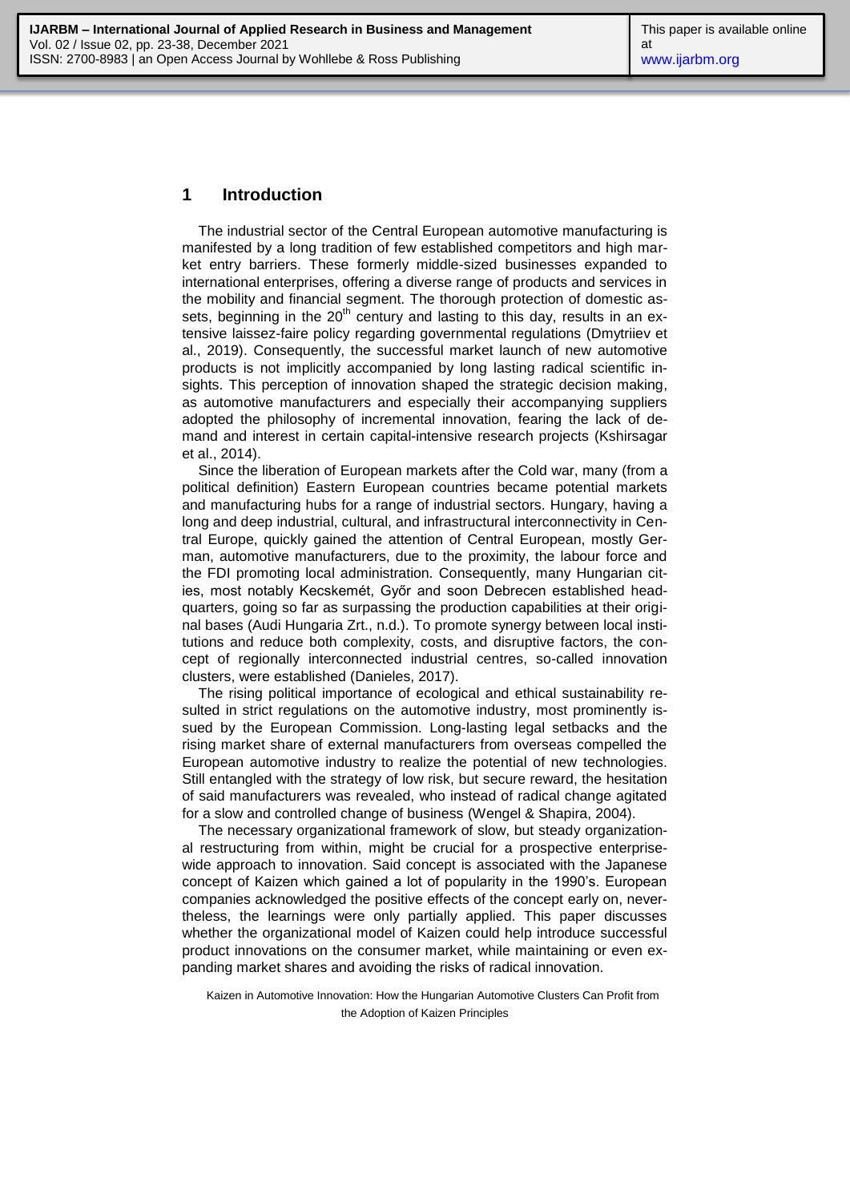## 1 Introduction

The industrial sector of the Central European automotive manufacturing is manifested by a long tradition of few established competitors and high market entry barriers. These formerly middle-sized businesses expanded to international enterprises, offering a diverse range of products and services in the mobility and financial segment. The thorough protection of domestic assets, beginning in the 20th century and lasting to this day, results in an extensive laissez-faire policy regarding governmental regulations (Dmytriiev et al., 2019). Consequently, the successful market launch of new automotive products is not implicitly accompanied by long lasting radical scientific insights. This perception of innovation shaped the strategic decision making, as automotive manufacturers and especially their accompanying suppliers adopted the philosophy of incremental innovation, fearing the lack of demand and interest in certain capital-intensive research projects (Kshirsagar et al., 2014).

Since the liberation of European markets after the Cold war, many (from a political definition) Eastern European countries became potential markets and manufacturing hubs for a range of industrial sectors. Hungary, having a long and deep industrial, cultural, and infrastructural interconnectivity in Central Europe, quickly gained the attention of Central European, mostly German, automotive manufacturers, due to the proximity, the labour force and the FDI promoting local administration. Consequently, many Hungarian cities, most notably Kecskemét, Győr and soon Debrecen established headquarters, going so far as surpassing the production capabilities at their original bases (Audi Hungaria Zrt., n.d.). To promote synergy between local institutions and reduce both complexity, costs, and disruptive factors, the concept of regionally interconnected industrial centres, so-called innovation clusters, were established (Danieles, 2017).

The rising political importance of ecological and ethical sustainability resulted in strict regulations on the automotive industry, most prominently issued by the European Commission. Long-lasting legal setbacks and the rising market share of external manufacturers from overseas compelled the European automotive industry to realize the potential of new technologies. Still entangled with the strategy of low risk, but secure reward, the hesitation of said manufacturers was revealed, who instead of radical change agitated for a slow and controlled change of business (Wengel & Shapira, 2004).

The necessary organizational framework of slow, but steady organizational restructuring from within, might be crucial for a prospective enterprise-wide approach to innovation. Said concept is associated with the Japanese concept of Kaizen which gained a lot of popularity in the 1990's. European companies acknowledged the positive effects of the concept early on, nevertheless, the learnings were only partially applied. This paper discusses whether the organizational model of Kaizen could help introduce successful product innovations on the consumer market, while maintaining or even expanding market shares and avoiding the risks of radical innovation.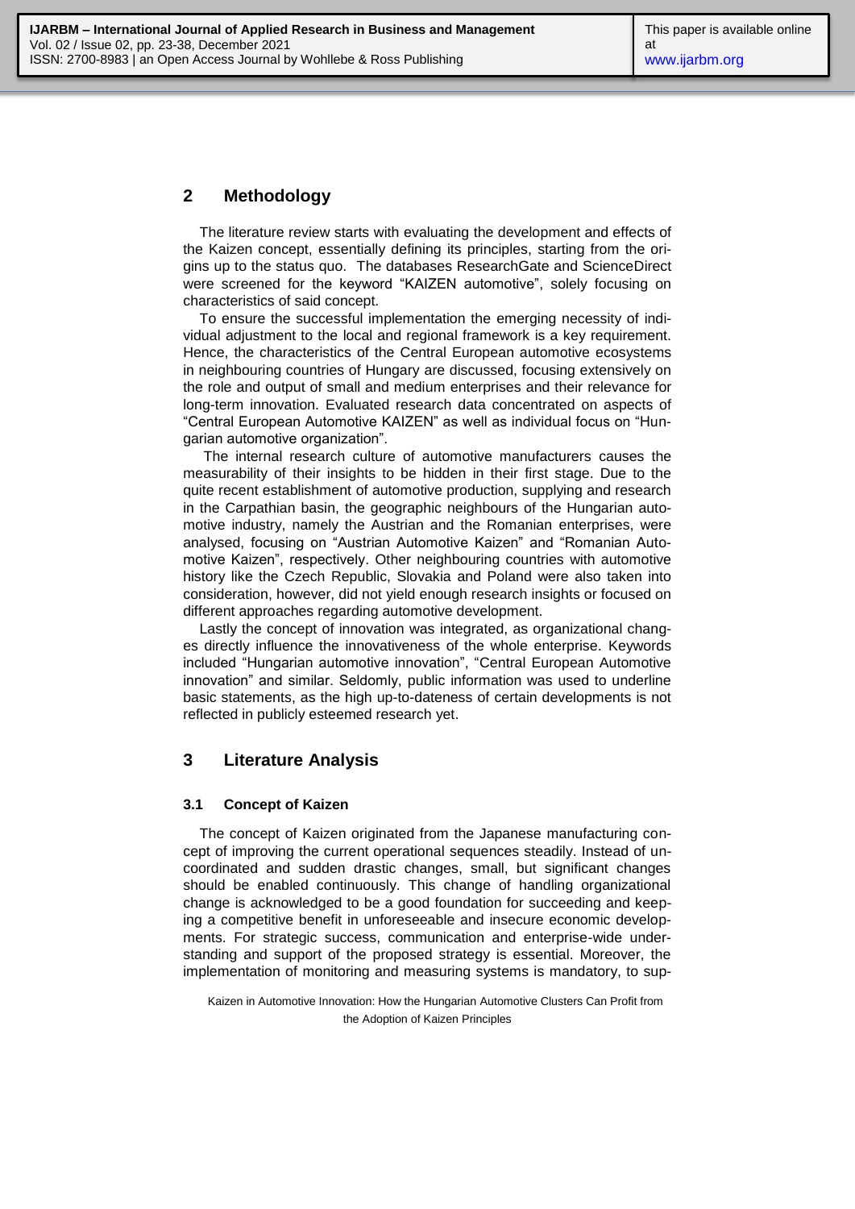## 2 Methodology

The literature review starts with evaluating the development and effects of the Kaizen concept, essentially defining its principles, starting from the origins up to the status quo. The databases ResearchGate and ScienceDirect were screened for the keyword "KAIZEN automotive", solely focusing on characteristics of said concept.

To ensure the successful implementation the emerging necessity of individual adjustment to the local and regional framework is a key requirement. Hence, the characteristics of the Central European automotive ecosystems in neighbouring countries of Hungary are discussed, focusing extensively on the role and output of small and medium enterprises and their relevance for long-term innovation. Evaluated research data concentrated on aspects of "Central European Automotive KAIZEN" as well as individual focus on "Hungarian automotive organization".

The internal research culture of automotive manufacturers causes the measurability of their insights to be hidden in their first stage. Due to the quite recent establishment of automotive production, supplying and research in the Carpathian basin, the geographic neighbours of the Hungarian automotive industry, namely the Austrian and the Romanian enterprises, were analysed, focusing on "Austrian Automotive Kaizen" and "Romanian Automotive Kaizen", respectively. Other neighbouring countries with automotive history like the Czech Republic, Slovakia and Poland were also taken into consideration, however, did not yield enough research insights or focused on different approaches regarding automotive development.

Lastly the concept of innovation was integrated, as organizational changes directly influence the innovativeness of the whole enterprise. Keywords included "Hungarian automotive innovation", "Central European Automotive innovation" and similar. Seldomly, public information was used to underline basic statements, as the high up-to-dateness of certain developments is not reflected in publicly esteemed research yet.

## 3 Literature Analysis

### 3.1 Concept of Kaizen

The concept of Kaizen originated from the Japanese manufacturing concept of improving the current operational sequences steadily. Instead of uncoordinated and sudden drastic changes, small, but significant changes should be enabled continuously. This change of handling organizational change is acknowledged to be a good foundation for succeeding and keeping a competitive benefit in unforeseeable and insecure economic developments. For strategic success, communication and enterprise-wide understanding and support of the proposed strategy is essential. Moreover, the implementation of monitoring and measuring systems is mandatory, to sup-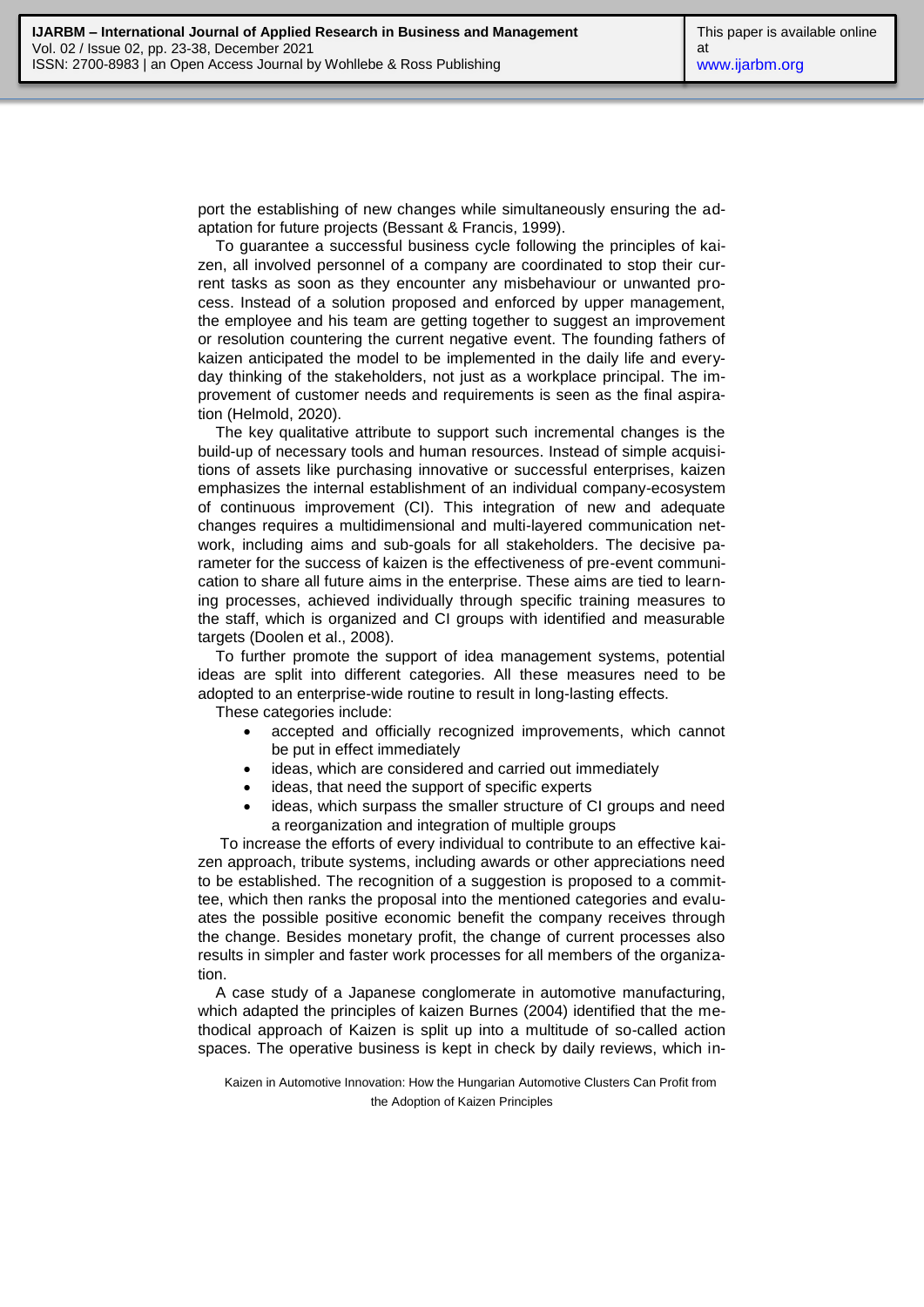port the establishing of new changes while simultaneously ensuring the adaptation for future projects (Bessant & Francis, 1999).

To guarantee a successful business cycle following the principles of kaizen, all involved personnel of a company are coordinated to stop their current tasks as soon as they encounter any misbehaviour or unwanted process. Instead of a solution proposed and enforced by upper management, the employee and his team are getting together to suggest an improvement or resolution countering the current negative event. The founding fathers of kaizen anticipated the model to be implemented in the daily life and everyday thinking of the stakeholders, not just as a workplace principal. The improvement of customer needs and requirements is seen as the final aspiration (Helmold, 2020).

The key qualitative attribute to support such incremental changes is the build-up of necessary tools and human resources. Instead of simple acquisitions of assets like purchasing innovative or successful enterprises, kaizen emphasizes the internal establishment of an individual company-ecosystem of continuous improvement (CI). This integration of new and adequate changes requires a multidimensional and multi-layered communication network, including aims and sub-goals for all stakeholders. The decisive parameter for the success of kaizen is the effectiveness of pre-event communication to share all future aims in the enterprise. These aims are tied to learning processes, achieved individually through specific training measures to the staff, which is organized and CI groups with identified and measurable targets (Doolen et al., 2008).

To further promote the support of idea management systems, potential ideas are split into different categories. All these measures need to be adopted to an enterprise-wide routine to result in long-lasting effects.

These categories include:

- accepted and officially recognized improvements, which cannot be put in effect immediately
- ideas, which are considered and carried out immediately
- ideas, that need the support of specific experts
- ideas, which surpass the smaller structure of CI groups and need a reorganization and integration of multiple groups

To increase the efforts of every individual to contribute to an effective kaizen approach, tribute systems, including awards or other appreciations need to be established. The recognition of a suggestion is proposed to a committee, which then ranks the proposal into the mentioned categories and evaluates the possible positive economic benefit the company receives through the change. Besides monetary profit, the change of current processes also results in simpler and faster work processes for all members of the organization.

A case study of a Japanese conglomerate in automotive manufacturing, which adapted the principles of kaizen Burnes (2004) identified that the methodical approach of Kaizen is split up into a multitude of so-called action spaces. The operative business is kept in check by daily reviews, which in-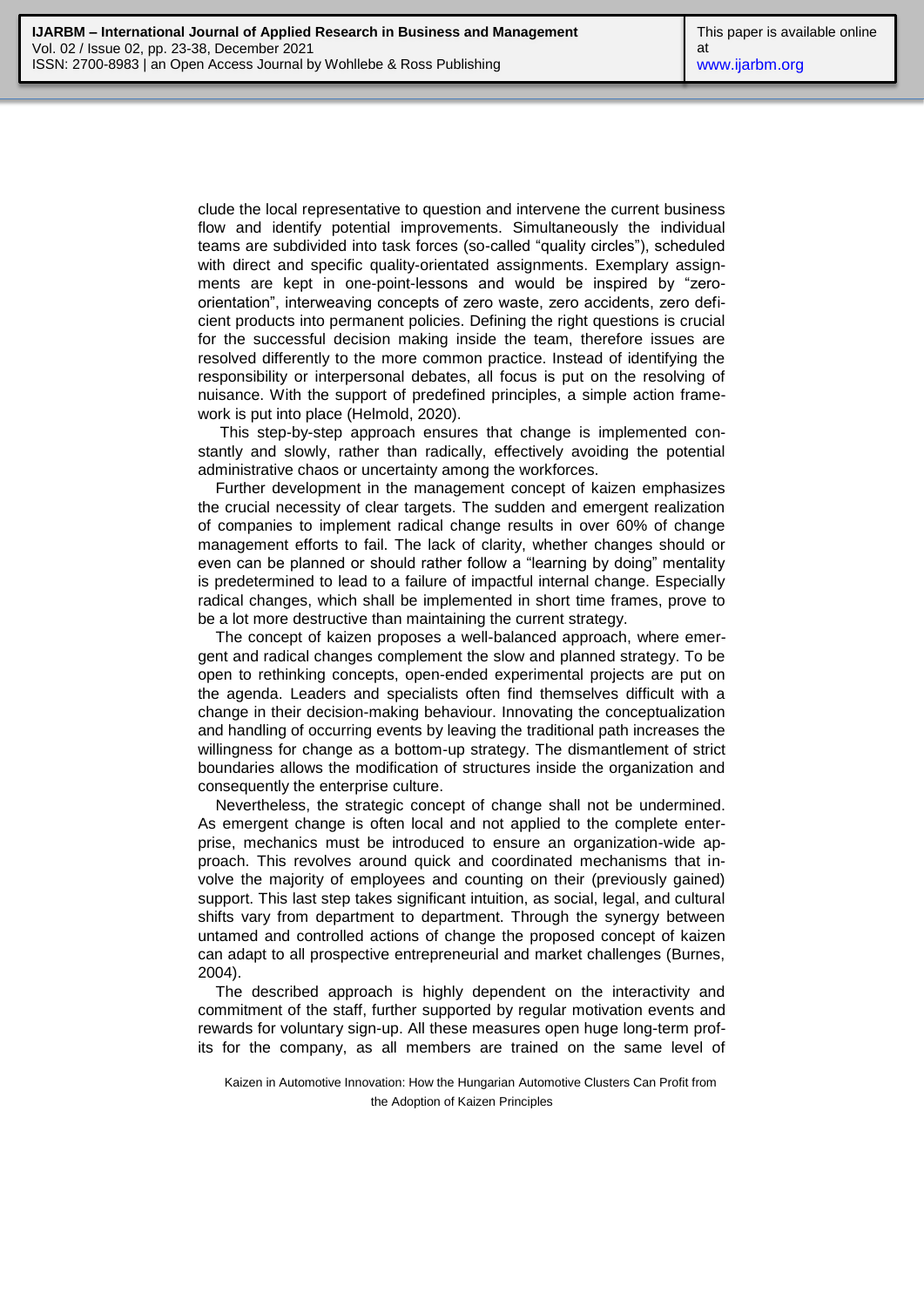clude the local representative to question and intervene the current business flow and identify potential improvements. Simultaneously the individual teams are subdivided into task forces (so-called "quality circles"), scheduled with direct and specific quality-orientated assignments. Exemplary assignments are kept in one-point-lessons and would be inspired by "zero-orientation", interweaving concepts of zero waste, zero accidents, zero deficient products into permanent policies. Defining the right questions is crucial for the successful decision making inside the team, therefore issues are resolved differently to the more common practice. Instead of identifying the responsibility or interpersonal debates, all focus is put on the resolving of nuisance. With the support of predefined principles, a simple action framework is put into place (Helmold, 2020).

This step-by-step approach ensures that change is implemented constantly and slowly, rather than radically, effectively avoiding the potential administrative chaos or uncertainty among the workforces.

Further development in the management concept of kaizen emphasizes the crucial necessity of clear targets. The sudden and emergent realization of companies to implement radical change results in over 60% of change management efforts to fail. The lack of clarity, whether changes should or even can be planned or should rather follow a "learning by doing" mentality is predetermined to lead to a failure of impactful internal change. Especially radical changes, which shall be implemented in short time frames, prove to be a lot more destructive than maintaining the current strategy.

The concept of kaizen proposes a well-balanced approach, where emergent and radical changes complement the slow and planned strategy. To be open to rethinking concepts, open-ended experimental projects are put on the agenda. Leaders and specialists often find themselves difficult with a change in their decision-making behaviour. Innovating the conceptualization and handling of occurring events by leaving the traditional path increases the willingness for change as a bottom-up strategy. The dismantlement of strict boundaries allows the modification of structures inside the organization and consequently the enterprise culture.

Nevertheless, the strategic concept of change shall not be undermined. As emergent change is often local and not applied to the complete enterprise, mechanics must be introduced to ensure an organization-wide approach. This revolves around quick and coordinated mechanisms that involve the majority of employees and counting on their (previously gained) support. This last step takes significant intuition, as social, legal, and cultural shifts vary from department to department. Through the synergy between untamed and controlled actions of change the proposed concept of kaizen can adapt to all prospective entrepreneurial and market challenges (Burnes, 2004).

The described approach is highly dependent on the interactivity and commitment of the staff, further supported by regular motivation events and rewards for voluntary sign-up. All these measures open huge long-term profits for the company, as all members are trained on the same level of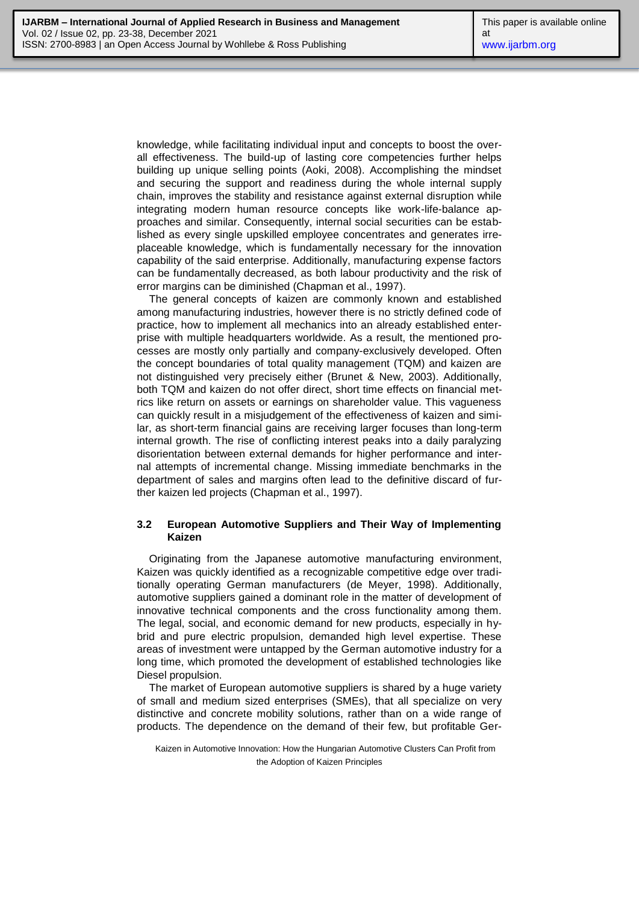knowledge, while facilitating individual input and concepts to boost the overall effectiveness. The build-up of lasting core competencies further helps building up unique selling points (Aoki, 2008). Accomplishing the mindset and securing the support and readiness during the whole internal supply chain, improves the stability and resistance against external disruption while integrating modern human resource concepts like work-life-balance approaches and similar. Consequently, internal social securities can be established as every single upskilled employee concentrates and generates irreplaceable knowledge, which is fundamentally necessary for the innovation capability of the said enterprise. Additionally, manufacturing expense factors can be fundamentally decreased, as both labour productivity and the risk of error margins can be diminished (Chapman et al., 1997).

The general concepts of kaizen are commonly known and established among manufacturing industries, however there is no strictly defined code of practice, how to implement all mechanics into an already established enterprise with multiple headquarters worldwide. As a result, the mentioned processes are mostly only partially and company-exclusively developed. Often the concept boundaries of total quality management (TQM) and kaizen are not distinguished very precisely either (Brunet & New, 2003). Additionally, both TQM and kaizen do not offer direct, short time effects on financial metrics like return on assets or earnings on shareholder value. This vagueness can quickly result in a misjudgement of the effectiveness of kaizen and similar, as short-term financial gains are receiving larger focuses than long-term internal growth. The rise of conflicting interest peaks into a daily paralyzing disorientation between external demands for higher performance and internal attempts of incremental change. Missing immediate benchmarks in the department of sales and margins often lead to the definitive discard of further kaizen led projects (Chapman et al., 1997).

### 3.2 European Automotive Suppliers and Their Way of Implementing Kaizen

Originating from the Japanese automotive manufacturing environment, Kaizen was quickly identified as a recognizable competitive edge over traditionally operating German manufacturers (de Meyer, 1998). Additionally, automotive suppliers gained a dominant role in the matter of development of innovative technical components and the cross functionality among them. The legal, social, and economic demand for new products, especially in hybrid and pure electric propulsion, demanded high level expertise. These areas of investment were untapped by the German automotive industry for a long time, which promoted the development of established technologies like Diesel propulsion.

The market of European automotive suppliers is shared by a huge variety of small and medium sized enterprises (SMEs), that all specialize on very distinctive and concrete mobility solutions, rather than on a wide range of products. The dependence on the demand of their few, but profitable Ger-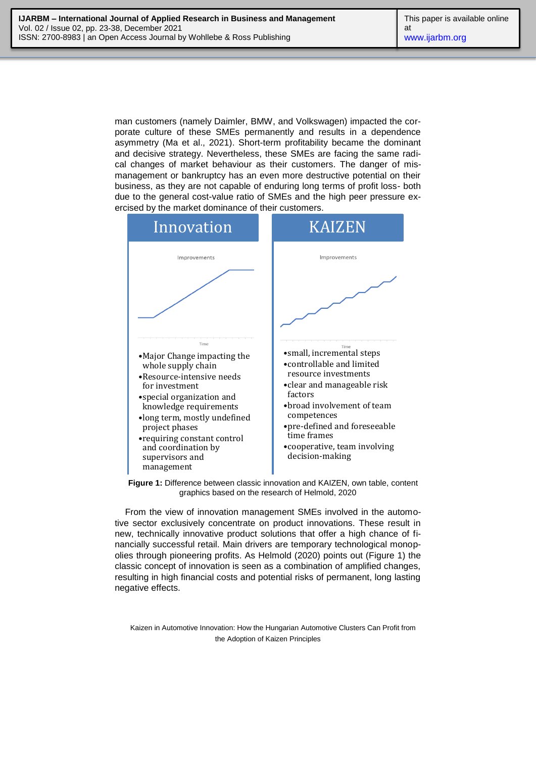man customers (namely Daimler, BMW, and Volkswagen) impacted the corporate culture of these SMEs permanently and results in a dependence asymmetry (Ma et al., 2021). Short-term profitability became the dominant and decisive strategy. Nevertheless, these SMEs are facing the same radical changes of market behaviour as their customers. The danger of mismanagement or bankruptcy has an even more destructive potential on their business, as they are not capable of enduring long terms of profit loss- both due to the general cost-value ratio of SMEs and the high peer pressure exercised by the market dominance of their customers.

| Innovation | KAIZEN |
|---|---|
| • Major Change impacting the whole supply chain | • small, incremental steps |
| • Resource-intensive needs for investment | • controllable and limited resource investments |
| • special organization and knowledge requirements | • clear and manageable risk factors |
| • long term, mostly undefined project phases | • broad involvement of team competences |
| • requiring constant control and coordination by supervisors and management | • pre-defined and foreseeable time frames |
| | • cooperative, team involving decision-making |

**Figure 1:** Difference between classic innovation and KAIZEN, own table, content graphics based on the research of Helmold, 2020

From the view of innovation management SMEs involved in the automotive sector exclusively concentrate on product innovations. These result in new, technically innovative product solutions that offer a high chance of financially successful retail. Main drivers are temporary technological monopolies through pioneering profits. As Helmold (2020) points out (Figure 1) the classic concept of innovation is seen as a combination of amplified changes, resulting in high financial costs and potential risks of permanent, long lasting negative effects.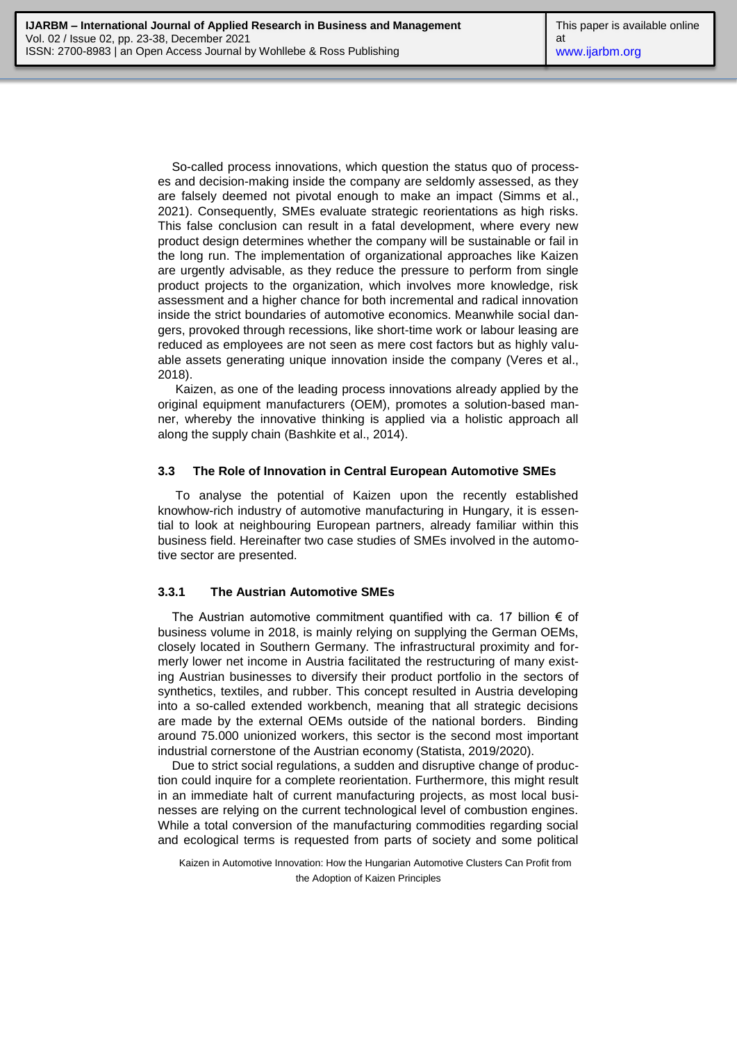So-called process innovations, which question the status quo of processes and decision-making inside the company are seldomly assessed, as they are falsely deemed not pivotal enough to make an impact (Simms et al., 2021). Consequently, SMEs evaluate strategic reorientations as high risks. This false conclusion can result in a fatal development, where every new product design determines whether the company will be sustainable or fail in the long run. The implementation of organizational approaches like Kaizen are urgently advisable, as they reduce the pressure to perform from single product projects to the organization, which involves more knowledge, risk assessment and a higher chance for both incremental and radical innovation inside the strict boundaries of automotive economics. Meanwhile social dangers, provoked through recessions, like short-time work or labour leasing are reduced as employees are not seen as mere cost factors but as highly valuable assets generating unique innovation inside the company (Veres et al., 2018).

Kaizen, as one of the leading process innovations already applied by the original equipment manufacturers (OEM), promotes a solution-based manner, whereby the innovative thinking is applied via a holistic approach all along the supply chain (Bashkite et al., 2014).

### 3.3 The Role of Innovation in Central European Automotive SMEs

To analyse the potential of Kaizen upon the recently established knowhow-rich industry of automotive manufacturing in Hungary, it is essential to look at neighbouring European partners, already familiar within this business field. Hereinafter two case studies of SMEs involved in the automotive sector are presented.

#### 3.3.1 The Austrian Automotive SMEs

The Austrian automotive commitment quantified with ca. 17 billion € of business volume in 2018, is mainly relying on supplying the German OEMs, closely located in Southern Germany. The infrastructural proximity and formerly lower net income in Austria facilitated the restructuring of many existing Austrian businesses to diversify their product portfolio in the sectors of synthetics, textiles, and rubber. This concept resulted in Austria developing into a so-called extended workbench, meaning that all strategic decisions are made by the external OEMs outside of the national borders. Binding around 75.000 unionized workers, this sector is the second most important industrial cornerstone of the Austrian economy (Statista, 2019/2020).

Due to strict social regulations, a sudden and disruptive change of production could inquire for a complete reorientation. Furthermore, this might result in an immediate halt of current manufacturing projects, as most local businesses are relying on the current technological level of combustion engines. While a total conversion of the manufacturing commodities regarding social and ecological terms is requested from parts of society and some political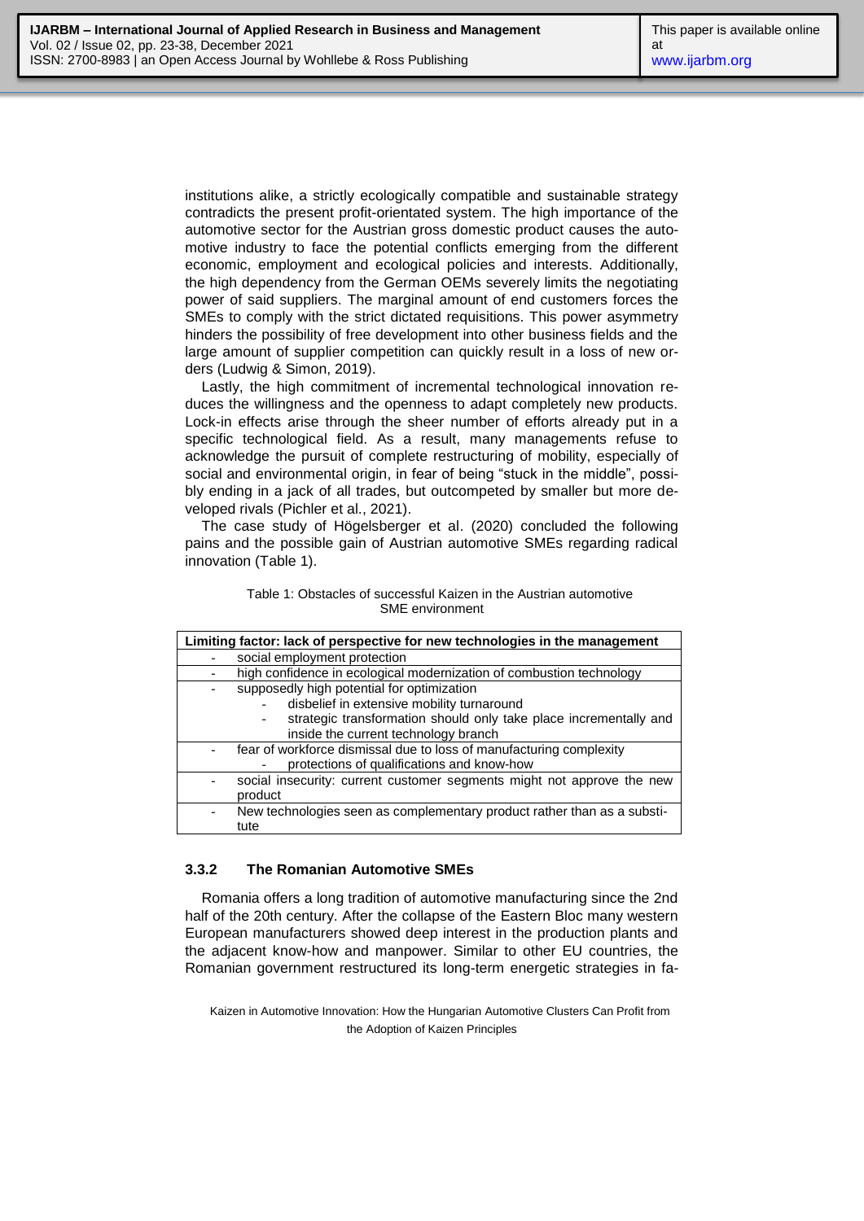institutions alike, a strictly ecologically compatible and sustainable strategy contradicts the present profit-orientated system. The high importance of the automotive sector for the Austrian gross domestic product causes the automotive industry to face the potential conflicts emerging from the different economic, employment and ecological policies and interests. Additionally, the high dependency from the German OEMs severely limits the negotiating power of said suppliers. The marginal amount of end customers forces the SMEs to comply with the strict dictated requisitions. This power asymmetry hinders the possibility of free development into other business fields and the large amount of supplier competition can quickly result in a loss of new orders (Ludwig & Simon, 2019).

Lastly, the high commitment of incremental technological innovation reduces the willingness and the openness to adapt completely new products. Lock-in effects arise through the sheer number of efforts already put in a specific technological field. As a result, many managements refuse to acknowledge the pursuit of complete restructuring of mobility, especially of social and environmental origin, in fear of being "stuck in the middle", possibly ending in a jack of all trades, but outcompeted by smaller but more developed rivals (Pichler et al., 2021).

The case study of Högelsberger et al. (2020) concluded the following pains and the possible gain of Austrian automotive SMEs regarding radical innovation (Table 1).

Table 1: Obstacles of successful Kaizen in the Austrian automotive SME environment

| **Limiting factor: lack of perspective for new technologies in the management** |
|---|
| - social employment protection |
| - high confidence in ecological modernization of combustion technology |
| - supposedly high potential for optimization<br>  - disbelief in extensive mobility turnaround<br>  - strategic transformation should only take place incrementally and inside the current technology branch |
| - fear of workforce dismissal due to loss of manufacturing complexity<br>  - protections of qualifications and know-how |
| - social insecurity: current customer segments might not approve the new product |
| - New technologies seen as complementary product rather than as a substitute |

### 3.3.2 The Romanian Automotive SMEs

Romania offers a long tradition of automotive manufacturing since the 2nd half of the 20th century. After the collapse of the Eastern Bloc many western European manufacturers showed deep interest in the production plants and the adjacent know-how and manpower. Similar to other EU countries, the Romanian government restructured its long-term energetic strategies in fa-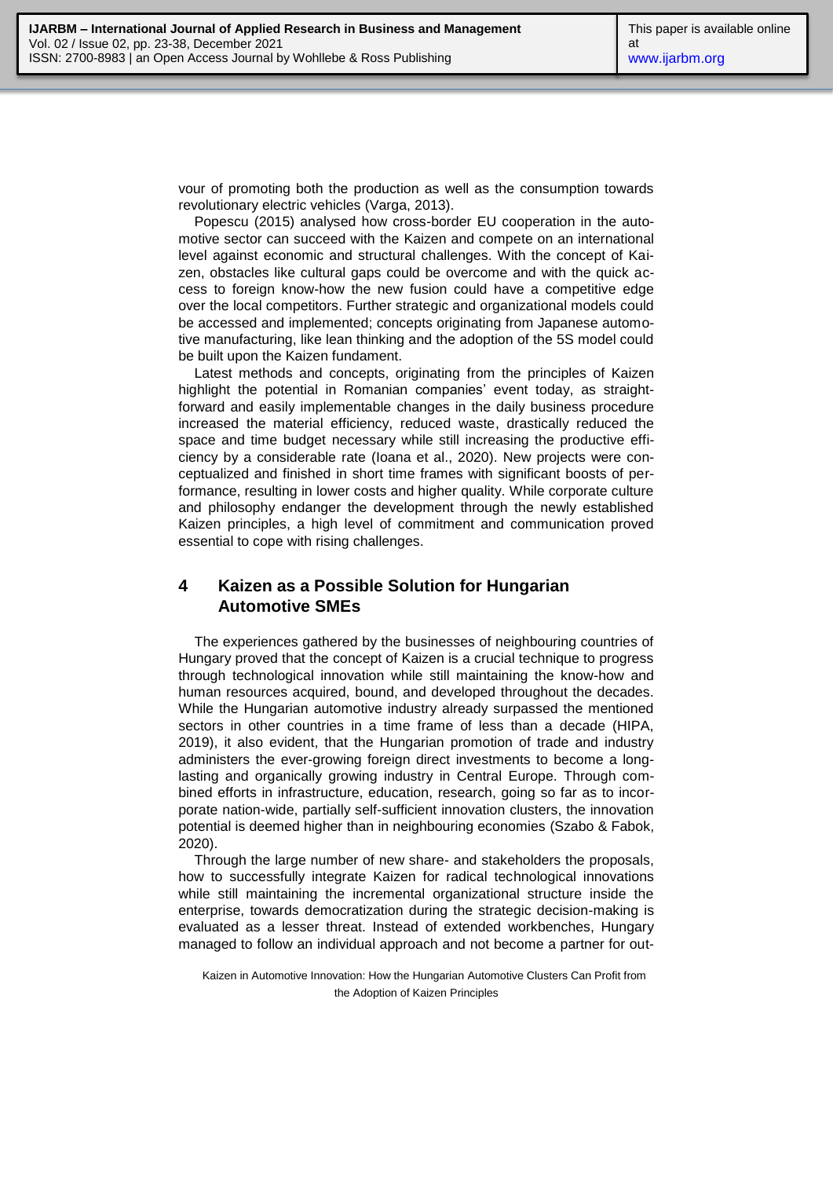vour of promoting both the production as well as the consumption towards revolutionary electric vehicles (Varga, 2013).

Popescu (2015) analysed how cross-border EU cooperation in the automotive sector can succeed with the Kaizen and compete on an international level against economic and structural challenges. With the concept of Kaizen, obstacles like cultural gaps could be overcome and with the quick access to foreign know-how the new fusion could have a competitive edge over the local competitors. Further strategic and organizational models could be accessed and implemented; concepts originating from Japanese automotive manufacturing, like lean thinking and the adoption of the 5S model could be built upon the Kaizen fundament.

Latest methods and concepts, originating from the principles of Kaizen highlight the potential in Romanian companies' event today, as straightforward and easily implementable changes in the daily business procedure increased the material efficiency, reduced waste, drastically reduced the space and time budget necessary while still increasing the productive efficiency by a considerable rate (Ioana et al., 2020). New projects were conceptualized and finished in short time frames with significant boosts of performance, resulting in lower costs and higher quality. While corporate culture and philosophy endanger the development through the newly established Kaizen principles, a high level of commitment and communication proved essential to cope with rising challenges.

## 4 Kaizen as a Possible Solution for Hungarian Automotive SMEs

The experiences gathered by the businesses of neighbouring countries of Hungary proved that the concept of Kaizen is a crucial technique to progress through technological innovation while still maintaining the know-how and human resources acquired, bound, and developed throughout the decades. While the Hungarian automotive industry already surpassed the mentioned sectors in other countries in a time frame of less than a decade (HIPA, 2019), it also evident, that the Hungarian promotion of trade and industry administers the ever-growing foreign direct investments to become a long-lasting and organically growing industry in Central Europe. Through combined efforts in infrastructure, education, research, going so far as to incorporate nation-wide, partially self-sufficient innovation clusters, the innovation potential is deemed higher than in neighbouring economies (Szabo & Fabok, 2020).

Through the large number of new share- and stakeholders the proposals, how to successfully integrate Kaizen for radical technological innovations while still maintaining the incremental organizational structure inside the enterprise, towards democratization during the strategic decision-making is evaluated as a lesser threat. Instead of extended workbenches, Hungary managed to follow an individual approach and not become a partner for out-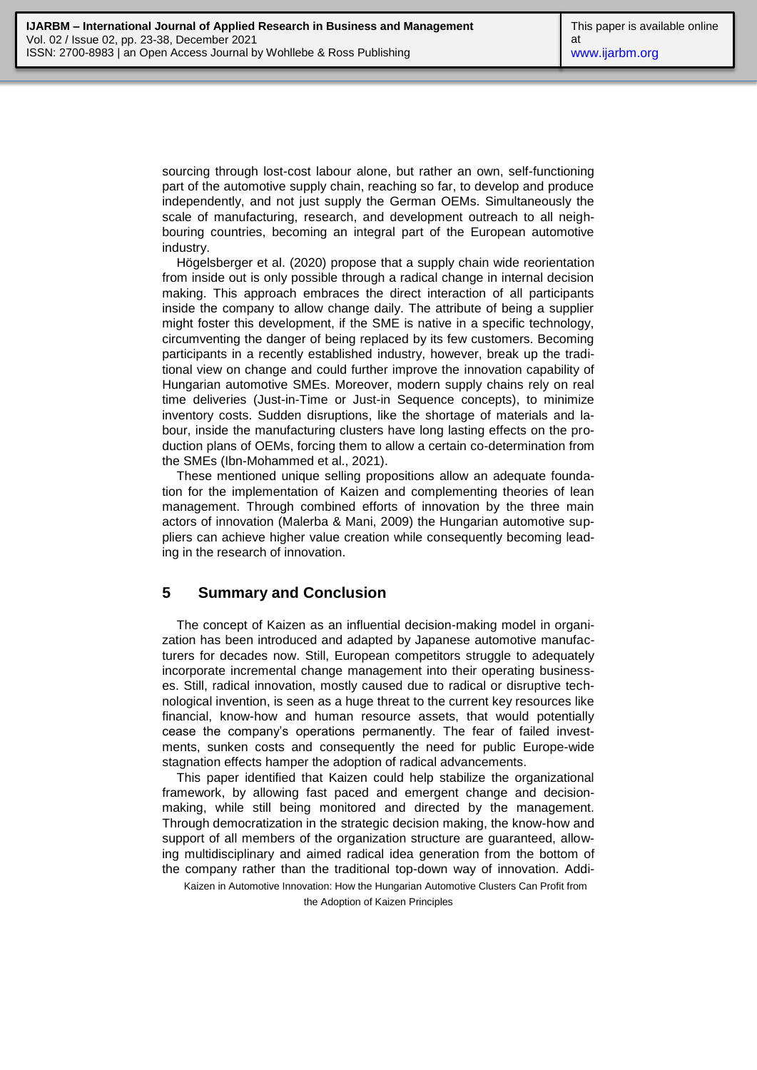sourcing through lost-cost labour alone, but rather an own, self-functioning part of the automotive supply chain, reaching so far, to develop and produce independently, and not just supply the German OEMs. Simultaneously the scale of manufacturing, research, and development outreach to all neighbouring countries, becoming an integral part of the European automotive industry.

Högelsberger et al. (2020) propose that a supply chain wide reorientation from inside out is only possible through a radical change in internal decision making. This approach embraces the direct interaction of all participants inside the company to allow change daily. The attribute of being a supplier might foster this development, if the SME is native in a specific technology, circumventing the danger of being replaced by its few customers. Becoming participants in a recently established industry, however, break up the traditional view on change and could further improve the innovation capability of Hungarian automotive SMEs. Moreover, modern supply chains rely on real time deliveries (Just-in-Time or Just-in Sequence concepts), to minimize inventory costs. Sudden disruptions, like the shortage of materials and labour, inside the manufacturing clusters have long lasting effects on the production plans of OEMs, forcing them to allow a certain co-determination from the SMEs (Ibn-Mohammed et al., 2021).

These mentioned unique selling propositions allow an adequate foundation for the implementation of Kaizen and complementing theories of lean management. Through combined efforts of innovation by the three main actors of innovation (Malerba & Mani, 2009) the Hungarian automotive suppliers can achieve higher value creation while consequently becoming leading in the research of innovation.

## 5 Summary and Conclusion

The concept of Kaizen as an influential decision-making model in organization has been introduced and adapted by Japanese automotive manufacturers for decades now. Still, European competitors struggle to adequately incorporate incremental change management into their operating businesses. Still, radical innovation, mostly caused due to radical or disruptive technological invention, is seen as a huge threat to the current key resources like financial, know-how and human resource assets, that would potentially cease the company's operations permanently. The fear of failed investments, sunken costs and consequently the need for public Europe-wide stagnation effects hamper the adoption of radical advancements.

This paper identified that Kaizen could help stabilize the organizational framework, by allowing fast paced and emergent change and decision-making, while still being monitored and directed by the management. Through democratization in the strategic decision making, the know-how and support of all members of the organization structure are guaranteed, allowing multidisciplinary and aimed radical idea generation from the bottom of the company rather than the traditional top-down way of innovation. Addi-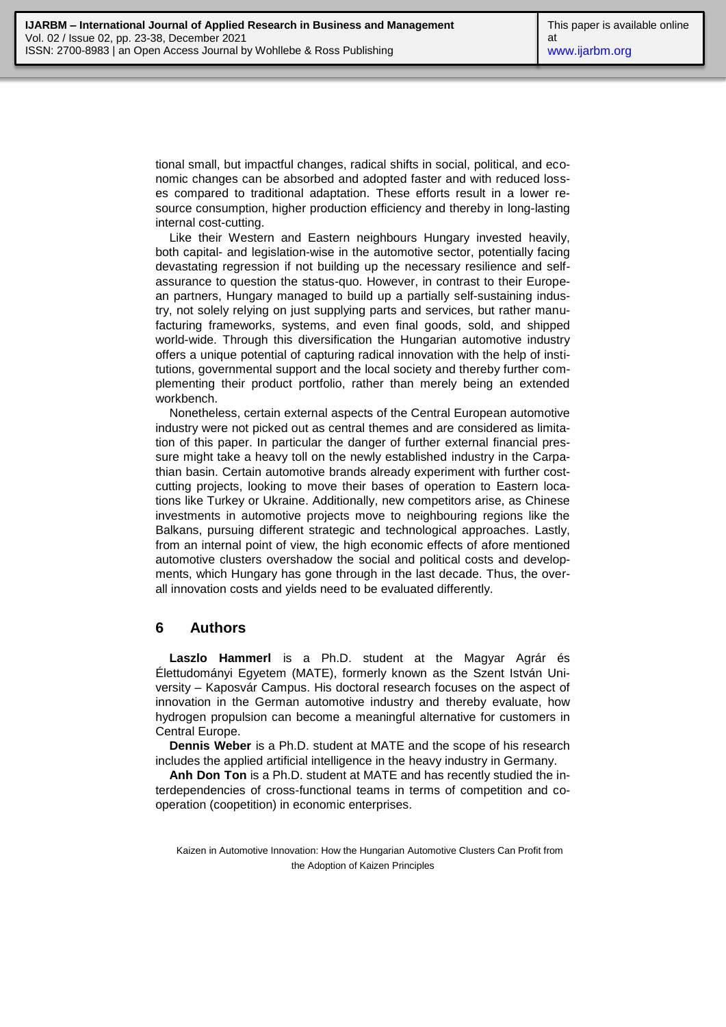tional small, but impactful changes, radical shifts in social, political, and economic changes can be absorbed and adopted faster and with reduced losses compared to traditional adaptation. These efforts result in a lower resource consumption, higher production efficiency and thereby in long-lasting internal cost-cutting.

Like their Western and Eastern neighbours Hungary invested heavily, both capital- and legislation-wise in the automotive sector, potentially facing devastating regression if not building up the necessary resilience and self-assurance to question the status-quo. However, in contrast to their European partners, Hungary managed to build up a partially self-sustaining industry, not solely relying on just supplying parts and services, but rather manufacturing frameworks, systems, and even final goods, sold, and shipped world-wide. Through this diversification the Hungarian automotive industry offers a unique potential of capturing radical innovation with the help of institutions, governmental support and the local society and thereby further complementing their product portfolio, rather than merely being an extended workbench.

Nonetheless, certain external aspects of the Central European automotive industry were not picked out as central themes and are considered as limitation of this paper. In particular the danger of further external financial pressure might take a heavy toll on the newly established industry in the Carpathian basin. Certain automotive brands already experiment with further cost-cutting projects, looking to move their bases of operation to Eastern locations like Turkey or Ukraine. Additionally, new competitors arise, as Chinese investments in automotive projects move to neighbouring regions like the Balkans, pursuing different strategic and technological approaches. Lastly, from an internal point of view, the high economic effects of afore mentioned automotive clusters overshadow the social and political costs and developments, which Hungary has gone through in the last decade. Thus, the overall innovation costs and yields need to be evaluated differently.

## 6 Authors

**Laszlo Hammerl** is a Ph.D. student at the Magyar Agrár és Élettudományi Egyetem (MATE), formerly known as the Szent István University – Kaposvár Campus. His doctoral research focuses on the aspect of innovation in the German automotive industry and thereby evaluate, how hydrogen propulsion can become a meaningful alternative for customers in Central Europe.

**Dennis Weber** is a Ph.D. student at MATE and the scope of his research includes the applied artificial intelligence in the heavy industry in Germany.

**Anh Don Ton** is a Ph.D. student at MATE and has recently studied the interdependencies of cross-functional teams in terms of competition and cooperation (coopetition) in economic enterprises.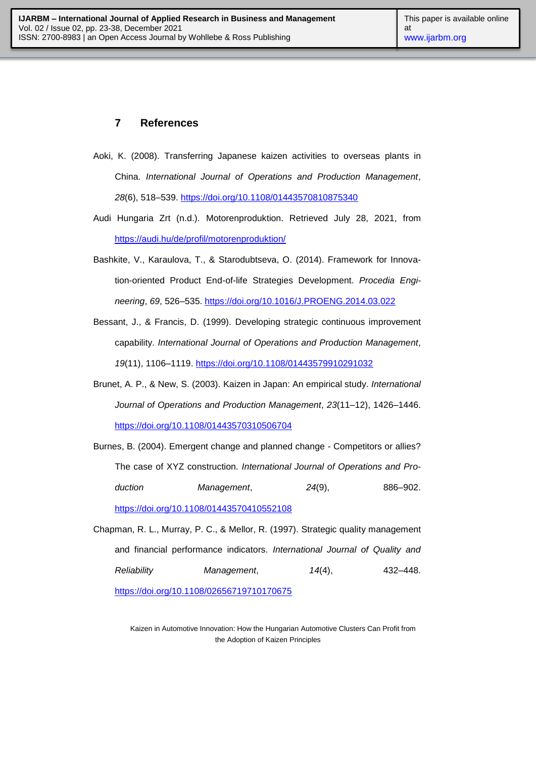## 7 References

Aoki, K. (2008). Transferring Japanese kaizen activities to overseas plants in China. *International Journal of Operations and Production Management*, *28*(6), 518–539. https://doi.org/10.1108/01443570810875340

Audi Hungaria Zrt (n.d.). Motorenproduktion. Retrieved July 28, 2021, from https://audi.hu/de/profil/motorenproduktion/

Bashkite, V., Karaulova, T., & Starodubtseva, O. (2014). Framework for Innovation-oriented Product End-of-life Strategies Development. *Procedia Engineering*, *69*, 526–535. https://doi.org/10.1016/J.PROENG.2014.03.022

Bessant, J., & Francis, D. (1999). Developing strategic continuous improvement capability. *International Journal of Operations and Production Management*, *19*(11), 1106–1119. https://doi.org/10.1108/01443579910291032

Brunet, A. P., & New, S. (2003). Kaizen in Japan: An empirical study. *International Journal of Operations and Production Management*, *23*(11–12), 1426–1446. https://doi.org/10.1108/01443570310506704

Burnes, B. (2004). Emergent change and planned change - Competitors or allies? The case of XYZ construction. *International Journal of Operations and Production Management*, *24*(9), 886–902. https://doi.org/10.1108/01443570410552108

Chapman, R. L., Murray, P. C., & Mellor, R. (1997). Strategic quality management and financial performance indicators. *International Journal of Quality and Reliability Management*, *14*(4), 432–448. https://doi.org/10.1108/02656719710170675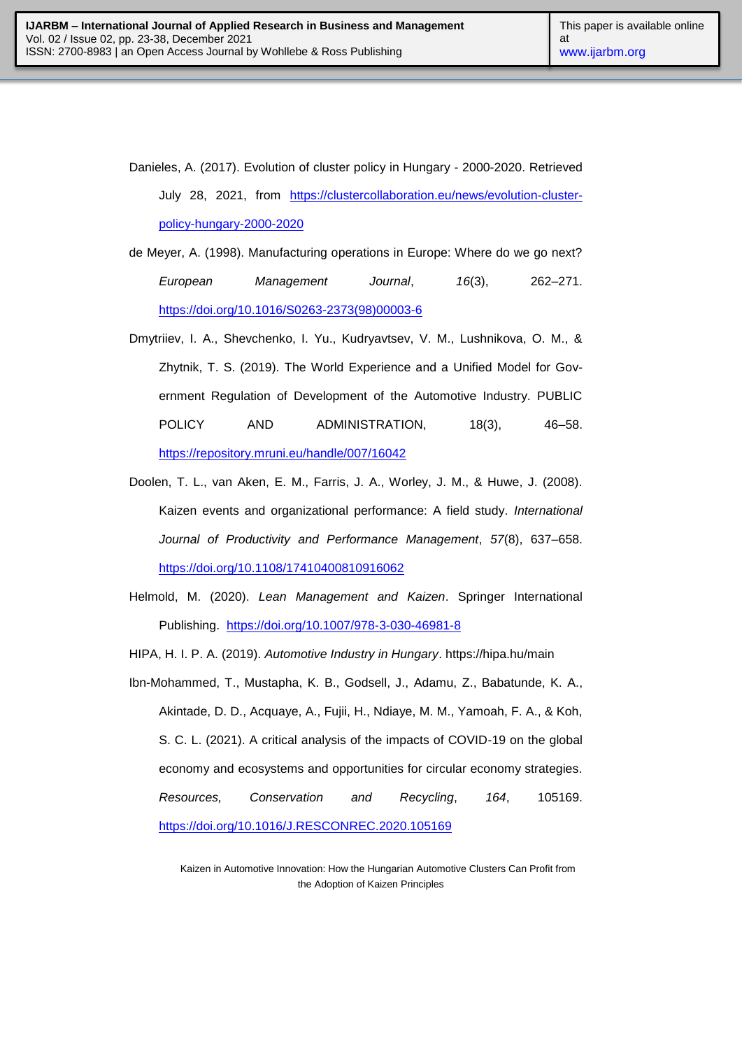Danieles, A. (2017). Evolution of cluster policy in Hungary - 2000-2020. Retrieved July 28, 2021, from https://clustercollaboration.eu/news/evolution-cluster-policy-hungary-2000-2020

de Meyer, A. (1998). Manufacturing operations in Europe: Where do we go next? *European Management Journal*, *16*(3), 262–271. https://doi.org/10.1016/S0263-2373(98)00003-6

Dmytriiev, I. A., Shevchenko, I. Yu., Kudryavtsev, V. M., Lushnikova, O. M., & Zhytnik, T. S. (2019). The World Experience and a Unified Model for Government Regulation of Development of the Automotive Industry. PUBLIC POLICY AND ADMINISTRATION, 18(3), 46–58. https://repository.mruni.eu/handle/007/16042

Doolen, T. L., van Aken, E. M., Farris, J. A., Worley, J. M., & Huwe, J. (2008). Kaizen events and organizational performance: A field study. *International Journal of Productivity and Performance Management*, *57*(8), 637–658. https://doi.org/10.1108/17410400810916062

Helmold, M. (2020). *Lean Management and Kaizen*. Springer International Publishing. https://doi.org/10.1007/978-3-030-46981-8

HIPA, H. I. P. A. (2019). *Automotive Industry in Hungary*. https://hipa.hu/main

Ibn-Mohammed, T., Mustapha, K. B., Godsell, J., Adamu, Z., Babatunde, K. A., Akintade, D. D., Acquaye, A., Fujii, H., Ndiaye, M. M., Yamoah, F. A., & Koh, S. C. L. (2021). A critical analysis of the impacts of COVID-19 on the global economy and ecosystems and opportunities for circular economy strategies. *Resources, Conservation and Recycling*, *164*, 105169. https://doi.org/10.1016/J.RESCONREC.2020.105169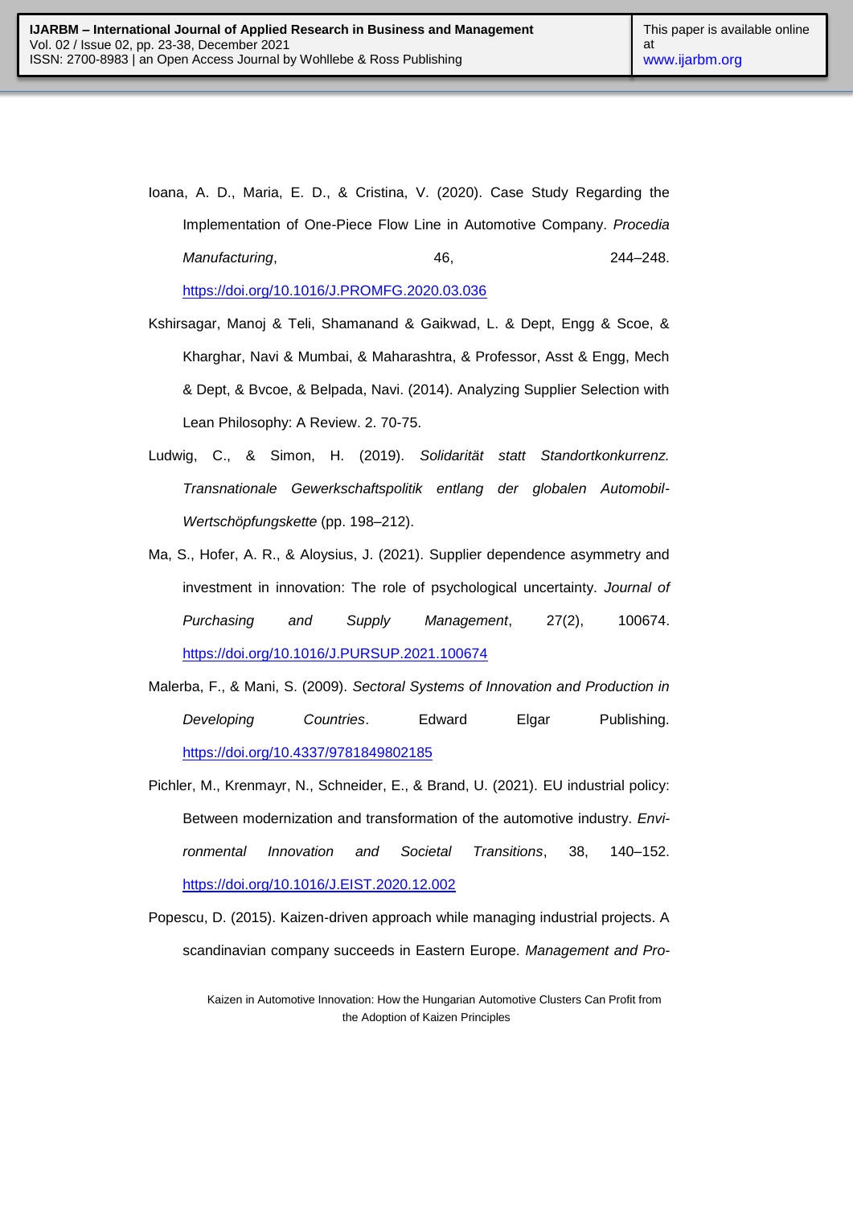Ioana, A. D., Maria, E. D., & Cristina, V. (2020). Case Study Regarding the Implementation of One-Piece Flow Line in Automotive Company. *Procedia Manufacturing*, 46, 244–248. https://doi.org/10.1016/J.PROMFG.2020.03.036

Kshirsagar, Manoj & Teli, Shamanand & Gaikwad, L. & Dept, Engg & Scoe, & Kharghar, Navi & Mumbai, & Maharashtra, & Professor, Asst & Engg, Mech & Dept, & Bvcoe, & Belpada, Navi. (2014). Analyzing Supplier Selection with Lean Philosophy: A Review. 2. 70-75.

Ludwig, C., & Simon, H. (2019). *Solidarität statt Standortkonkurrenz. Transnationale Gewerkschaftspolitik entlang der globalen Automobil-Wertschöpfungskette* (pp. 198–212).

Ma, S., Hofer, A. R., & Aloysius, J. (2021). Supplier dependence asymmetry and investment in innovation: The role of psychological uncertainty. *Journal of Purchasing and Supply Management*, 27(2), 100674. https://doi.org/10.1016/J.PURSUP.2021.100674

Malerba, F., & Mani, S. (2009). *Sectoral Systems of Innovation and Production in Developing Countries*. Edward Elgar Publishing. https://doi.org/10.4337/9781849802185

Pichler, M., Krenmayr, N., Schneider, E., & Brand, U. (2021). EU industrial policy: Between modernization and transformation of the automotive industry. *Environmental Innovation and Societal Transitions*, 38, 140–152. https://doi.org/10.1016/J.EIST.2020.12.002

Popescu, D. (2015). Kaizen-driven approach while managing industrial projects. A scandinavian company succeeds in Eastern Europe. *Management and Pro-*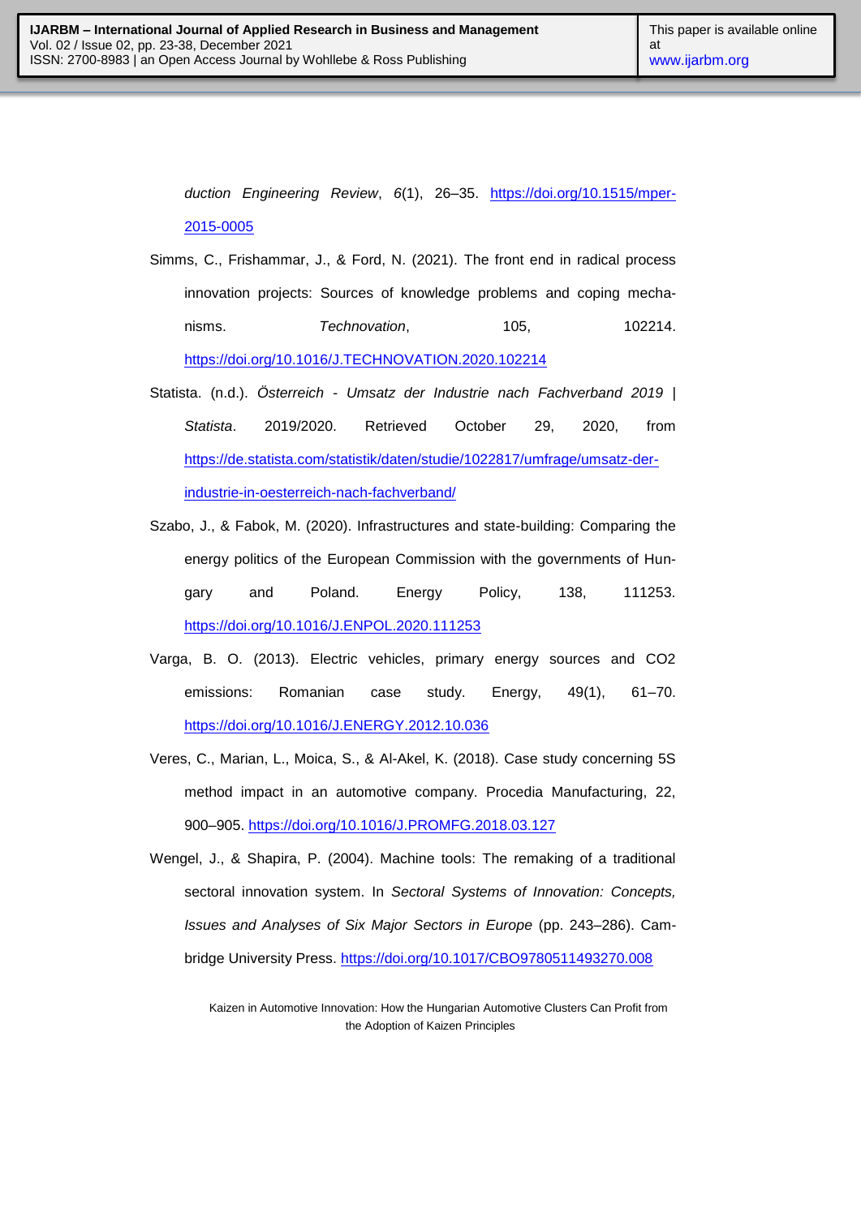*duction Engineering Review*, *6*(1), 26–35. https://doi.org/10.1515/mper-2015-0005

Simms, C., Frishammar, J., & Ford, N. (2021). The front end in radical process innovation projects: Sources of knowledge problems and coping mechanisms. *Technovation*, 105, 102214. https://doi.org/10.1016/J.TECHNOVATION.2020.102214

Statista. (n.d.). *Österreich - Umsatz der Industrie nach Fachverband 2019 | Statista*. 2019/2020. Retrieved October 29, 2020, from https://de.statista.com/statistik/daten/studie/1022817/umfrage/umsatz-der-industrie-in-oesterreich-nach-fachverband/

Szabo, J., & Fabok, M. (2020). Infrastructures and state-building: Comparing the energy politics of the European Commission with the governments of Hungary and Poland. Energy Policy, 138, 111253. https://doi.org/10.1016/J.ENPOL.2020.111253

Varga, B. O. (2013). Electric vehicles, primary energy sources and CO2 emissions: Romanian case study. Energy, 49(1), 61–70. https://doi.org/10.1016/J.ENERGY.2012.10.036

Veres, C., Marian, L., Moica, S., & Al-Akel, K. (2018). Case study concerning 5S method impact in an automotive company. Procedia Manufacturing, 22, 900–905. https://doi.org/10.1016/J.PROMFG.2018.03.127

Wengel, J., & Shapira, P. (2004). Machine tools: The remaking of a traditional sectoral innovation system. In *Sectoral Systems of Innovation: Concepts, Issues and Analyses of Six Major Sectors in Europe* (pp. 243–286). Cambridge University Press. https://doi.org/10.1017/CBO9780511493270.008